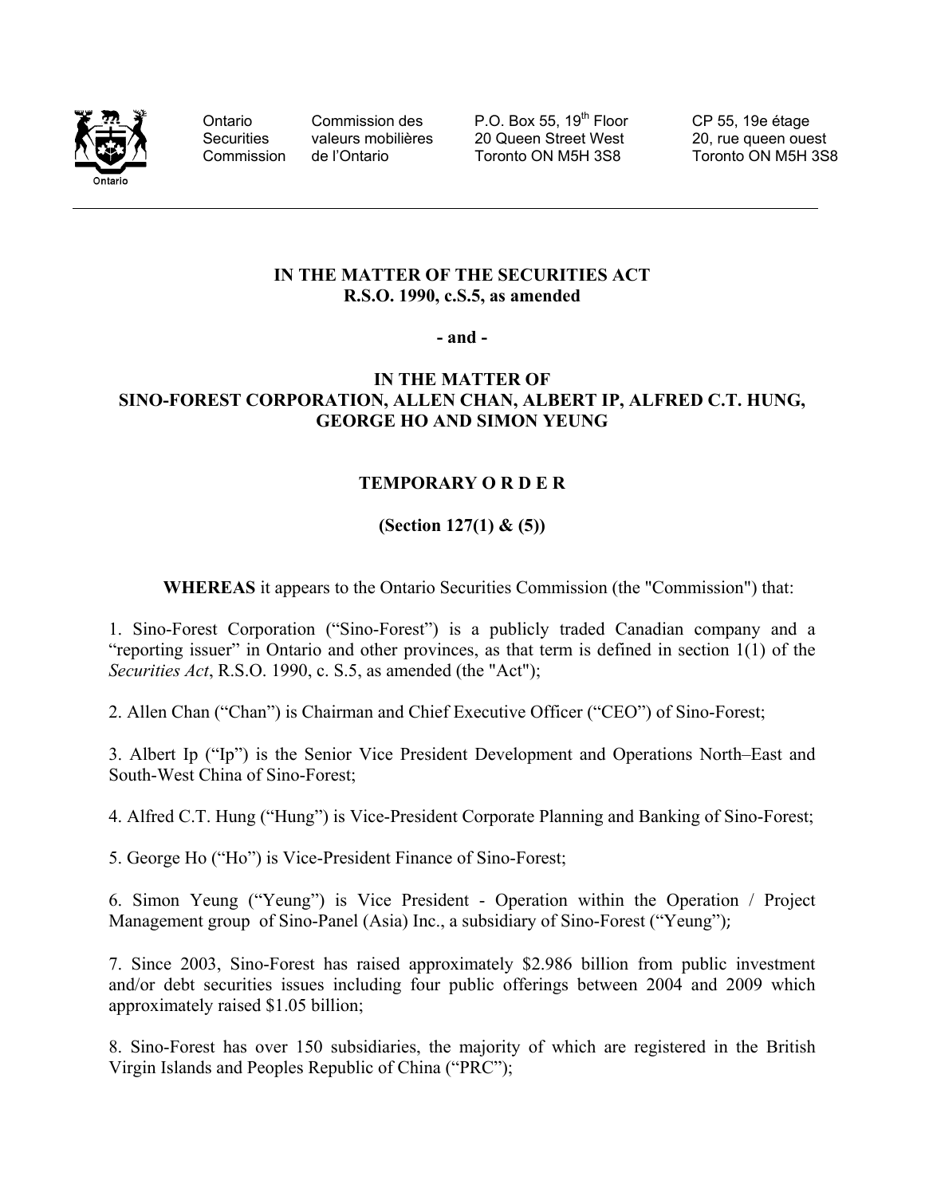Ontario Securities Commission | Commission des valeurs mobilières de l'Ontario | P.O. Box 55, 19th Floor, 20 Queen Street West, Toronto ON M5H 3S8 | CP 55, 19e étage, 20, rue queen ouest, Toronto ON M5H 3S8

---

**IN THE MATTER OF THE SECURITIES ACT**
**R.S.O. 1990, c.S.5, as amended**

**- and -**

**IN THE MATTER OF**
**SINO-FOREST CORPORATION, ALLEN CHAN, ALBERT IP, ALFRED C.T. HUNG, GEORGE HO AND SIMON YEUNG**

**TEMPORARY O R D E R**

**(Section 127(1) & (5))**

**WHEREAS** it appears to the Ontario Securities Commission (the "Commission") that:

1. Sino-Forest Corporation ("Sino-Forest") is a publicly traded Canadian company and a "reporting issuer" in Ontario and other provinces, as that term is defined in section 1(1) of the *Securities Act*, R.S.O. 1990, c. S.5, as amended (the "Act");

2. Allen Chan ("Chan") is Chairman and Chief Executive Officer ("CEO") of Sino-Forest;

3. Albert Ip ("Ip") is the Senior Vice President Development and Operations North–East and South-West China of Sino-Forest;

4. Alfred C.T. Hung ("Hung") is Vice-President Corporate Planning and Banking of Sino-Forest;

5. George Ho ("Ho") is Vice-President Finance of Sino-Forest;

6. Simon Yeung ("Yeung") is Vice President - Operation within the Operation / Project Management group of Sino-Panel (Asia) Inc., a subsidiary of Sino-Forest ("Yeung");

7. Since 2003, Sino-Forest has raised approximately $2.986 billion from public investment and/or debt securities issues including four public offerings between 2004 and 2009 which approximately raised $1.05 billion;

8. Sino-Forest has over 150 subsidiaries, the majority of which are registered in the British Virgin Islands and Peoples Republic of China ("PRC");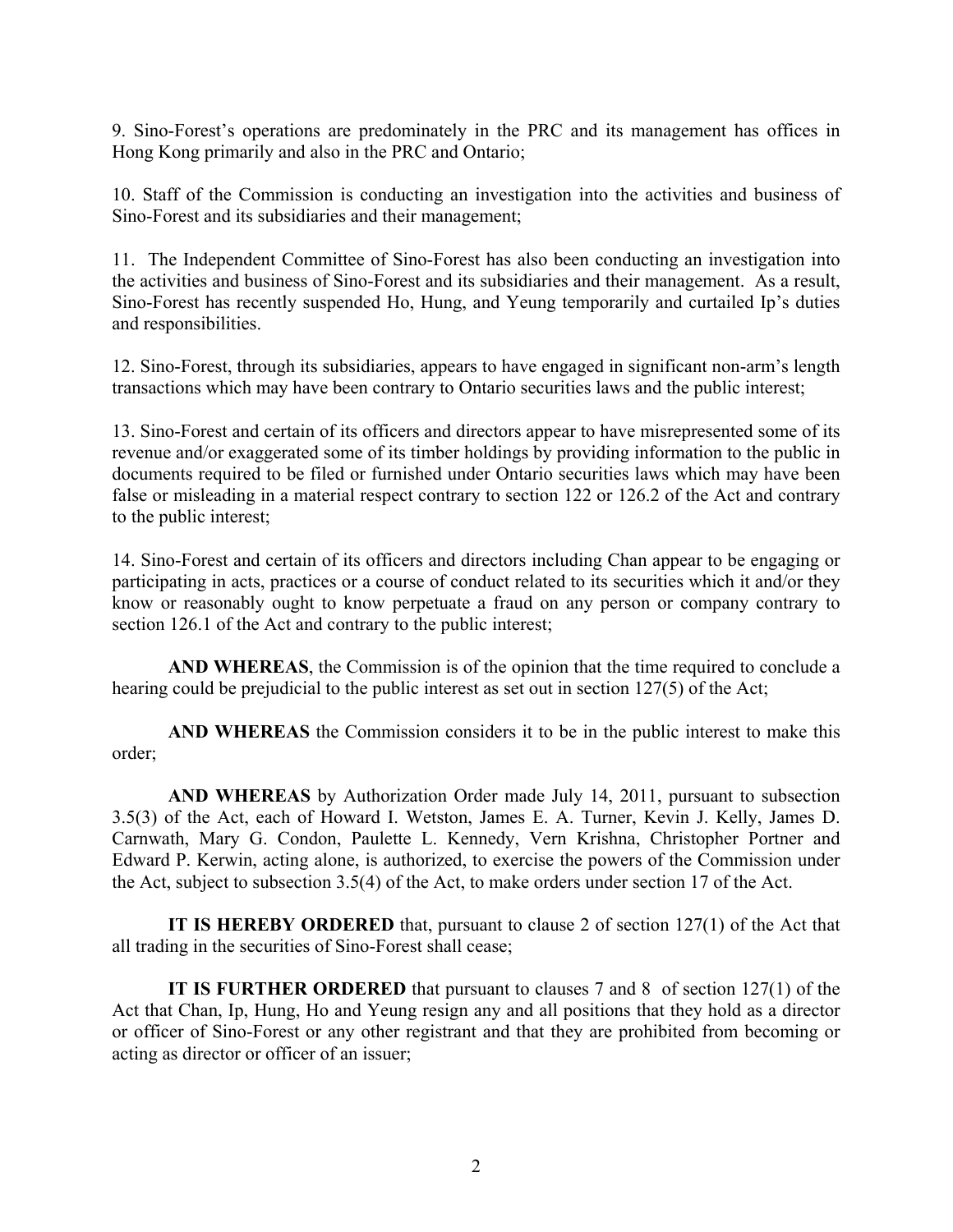9. Sino-Forest's operations are predominately in the PRC and its management has offices in Hong Kong primarily and also in the PRC and Ontario;

10. Staff of the Commission is conducting an investigation into the activities and business of Sino-Forest and its subsidiaries and their management;

11. The Independent Committee of Sino-Forest has also been conducting an investigation into the activities and business of Sino-Forest and its subsidiaries and their management. As a result, Sino-Forest has recently suspended Ho, Hung, and Yeung temporarily and curtailed Ip's duties and responsibilities.

12. Sino-Forest, through its subsidiaries, appears to have engaged in significant non-arm's length transactions which may have been contrary to Ontario securities laws and the public interest;

13. Sino-Forest and certain of its officers and directors appear to have misrepresented some of its revenue and/or exaggerated some of its timber holdings by providing information to the public in documents required to be filed or furnished under Ontario securities laws which may have been false or misleading in a material respect contrary to section 122 or 126.2 of the Act and contrary to the public interest;

14. Sino-Forest and certain of its officers and directors including Chan appear to be engaging or participating in acts, practices or a course of conduct related to its securities which it and/or they know or reasonably ought to know perpetuate a fraud on any person or company contrary to section 126.1 of the Act and contrary to the public interest;

**AND WHEREAS**, the Commission is of the opinion that the time required to conclude a hearing could be prejudicial to the public interest as set out in section 127(5) of the Act;

**AND WHEREAS** the Commission considers it to be in the public interest to make this order;

**AND WHEREAS** by Authorization Order made July 14, 2011, pursuant to subsection 3.5(3) of the Act, each of Howard I. Wetston, James E. A. Turner, Kevin J. Kelly, James D. Carnwath, Mary G. Condon, Paulette L. Kennedy, Vern Krishna, Christopher Portner and Edward P. Kerwin, acting alone, is authorized, to exercise the powers of the Commission under the Act, subject to subsection 3.5(4) of the Act, to make orders under section 17 of the Act.

**IT IS HEREBY ORDERED** that, pursuant to clause 2 of section 127(1) of the Act that all trading in the securities of Sino-Forest shall cease;

**IT IS FURTHER ORDERED** that pursuant to clauses 7 and 8 of section 127(1) of the Act that Chan, Ip, Hung, Ho and Yeung resign any and all positions that they hold as a director or officer of Sino-Forest or any other registrant and that they are prohibited from becoming or acting as director or officer of an issuer;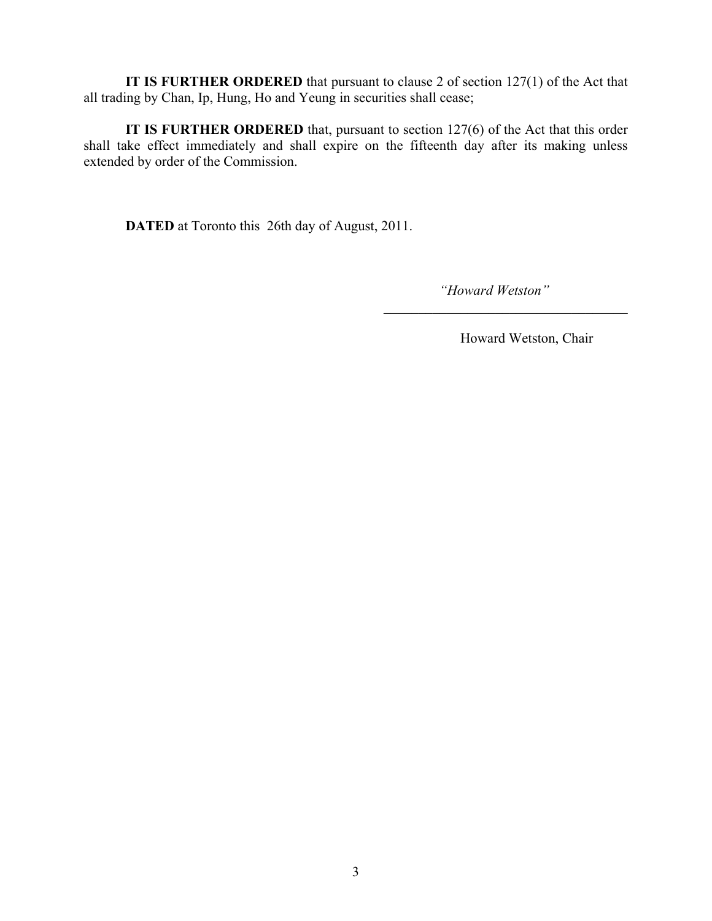**IT IS FURTHER ORDERED** that pursuant to clause 2 of section 127(1) of the Act that all trading by Chan, Ip, Hung, Ho and Yeung in securities shall cease;

**IT IS FURTHER ORDERED** that, pursuant to section 127(6) of the Act that this order shall take effect immediately and shall expire on the fifteenth day after its making unless extended by order of the Commission.

**DATED** at Toronto this 26th day of August, 2011.

*"Howard Wetston"*

\_\_\_\_\_\_\_\_\_\_\_\_\_\_\_\_\_\_\_\_\_\_\_\_\_\_\_\_\_\_\_\_\_\_\_\_

Howard Wetston, Chair